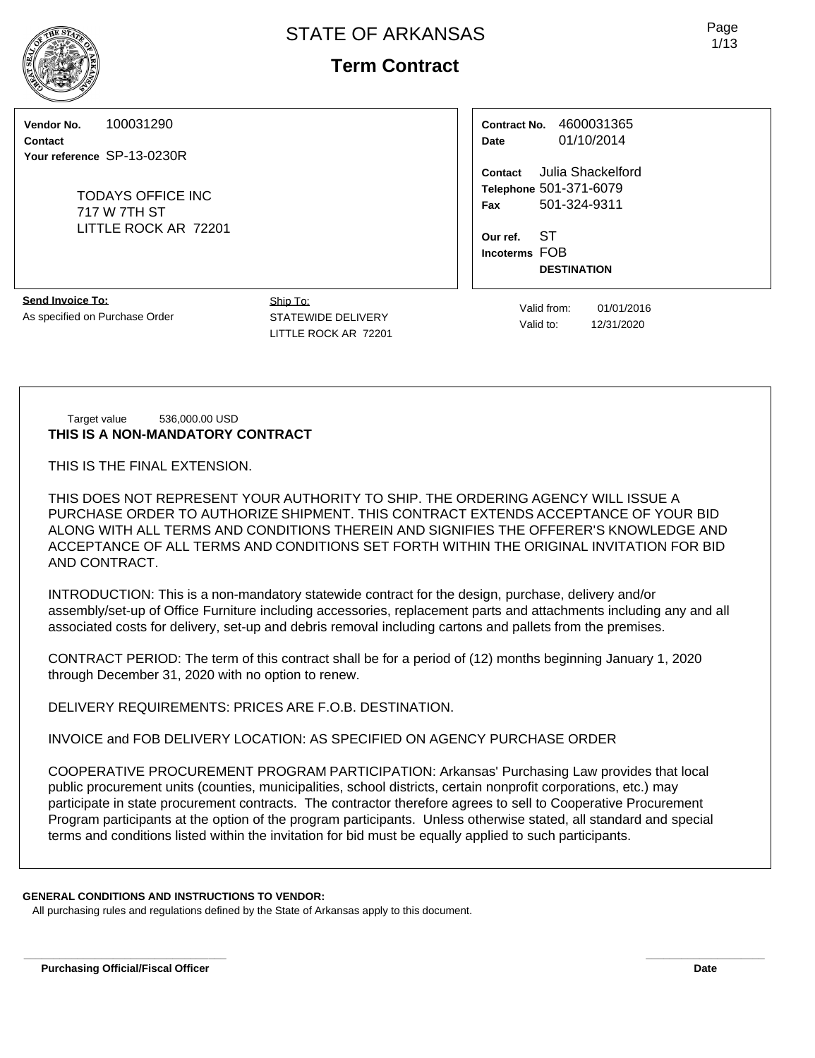# STATE OF ARKANSAS

## Term Contract

**Vendor No.** 100031290
**Contact**
**Your reference** SP-13-0230R

TODAYS OFFICE INC
717 W 7TH ST
LITTLE ROCK AR 72201

**Contract No.** 4600031365
**Date** 01/10/2014

**Contact** Julia Shackelford
**Telephone** 501-371-6079
**Fax** 501-324-9311

**Our ref.** ST
**Incoterms** FOB
**DESTINATION**

**Send Invoice To:**
As specified on Purchase Order

Ship To:
STATEWIDE DELIVERY
LITTLE ROCK AR 72201

Valid from: 01/01/2016
Valid to: 12/31/2020

Target value 536,000.00 USD

**THIS IS A NON-MANDATORY CONTRACT**

THIS IS THE FINAL EXTENSION.

THIS DOES NOT REPRESENT YOUR AUTHORITY TO SHIP. THE ORDERING AGENCY WILL ISSUE A PURCHASE ORDER TO AUTHORIZE SHIPMENT. THIS CONTRACT EXTENDS ACCEPTANCE OF YOUR BID ALONG WITH ALL TERMS AND CONDITIONS THEREIN AND SIGNIFIES THE OFFERER'S KNOWLEDGE AND ACCEPTANCE OF ALL TERMS AND CONDITIONS SET FORTH WITHIN THE ORIGINAL INVITATION FOR BID AND CONTRACT.

INTRODUCTION: This is a non-mandatory statewide contract for the design, purchase, delivery and/or assembly/set-up of Office Furniture including accessories, replacement parts and attachments including any and all associated costs for delivery, set-up and debris removal including cartons and pallets from the premises.

CONTRACT PERIOD: The term of this contract shall be for a period of (12) months beginning January 1, 2020 through December 31, 2020 with no option to renew.

DELIVERY REQUIREMENTS: PRICES ARE F.O.B. DESTINATION.

INVOICE and FOB DELIVERY LOCATION: AS SPECIFIED ON AGENCY PURCHASE ORDER

COOPERATIVE PROCUREMENT PROGRAM PARTICIPATION: Arkansas' Purchasing Law provides that local public procurement units (counties, municipalities, school districts, certain nonprofit corporations, etc.) may participate in state procurement contracts. The contractor therefore agrees to sell to Cooperative Procurement Program participants at the option of the program participants. Unless otherwise stated, all standard and special terms and conditions listed within the invitation for bid must be equally applied to such participants.

**GENERAL CONDITIONS AND INSTRUCTIONS TO VENDOR:**
All purchasing rules and regulations defined by the State of Arkansas apply to this document.

**Purchasing Official/Fiscal Officer** **Date**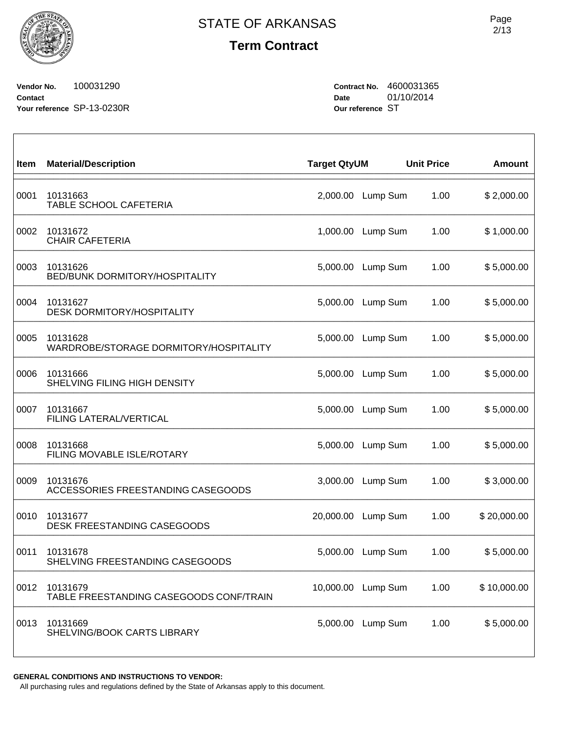# STATE OF ARKANSAS

## Term Contract

**Vendor No.** 100031290
**Contact**
**Your reference** SP-13-0230R

**Contract No.** 4600031365
**Date** 01/10/2014
**Our reference** ST

| Item | Material/Description | Target Qty | UM | Unit Price | Amount |
|---|---|---|---|---|---|
| 0001 | 10131663<br>TABLE SCHOOL CAFETERIA | 2,000.00 | Lump Sum | 1.00 | $ 2,000.00 |
| 0002 | 10131672<br>CHAIR CAFETERIA | 1,000.00 | Lump Sum | 1.00 | $ 1,000.00 |
| 0003 | 10131626<br>BED/BUNK DORMITORY/HOSPITALITY | 5,000.00 | Lump Sum | 1.00 | $ 5,000.00 |
| 0004 | 10131627<br>DESK DORMITORY/HOSPITALITY | 5,000.00 | Lump Sum | 1.00 | $ 5,000.00 |
| 0005 | 10131628<br>WARDROBE/STORAGE DORMITORY/HOSPITALITY | 5,000.00 | Lump Sum | 1.00 | $ 5,000.00 |
| 0006 | 10131666<br>SHELVING FILING HIGH DENSITY | 5,000.00 | Lump Sum | 1.00 | $ 5,000.00 |
| 0007 | 10131667<br>FILING LATERAL/VERTICAL | 5,000.00 | Lump Sum | 1.00 | $ 5,000.00 |
| 0008 | 10131668<br>FILING MOVABLE ISLE/ROTARY | 5,000.00 | Lump Sum | 1.00 | $ 5,000.00 |
| 0009 | 10131676<br>ACCESSORIES FREESTANDING CASEGOODS | 3,000.00 | Lump Sum | 1.00 | $ 3,000.00 |
| 0010 | 10131677<br>DESK FREESTANDING CASEGOODS | 20,000.00 | Lump Sum | 1.00 | $ 20,000.00 |
| 0011 | 10131678<br>SHELVING FREESTANDING CASEGOODS | 5,000.00 | Lump Sum | 1.00 | $ 5,000.00 |
| 0012 | 10131679<br>TABLE FREESTANDING CASEGOODS CONF/TRAIN | 10,000.00 | Lump Sum | 1.00 | $ 10,000.00 |
| 0013 | 10131669<br>SHELVING/BOOK CARTS LIBRARY | 5,000.00 | Lump Sum | 1.00 | $ 5,000.00 |

**GENERAL CONDITIONS AND INSTRUCTIONS TO VENDOR:**

All purchasing rules and regulations defined by the State of Arkansas apply to this document.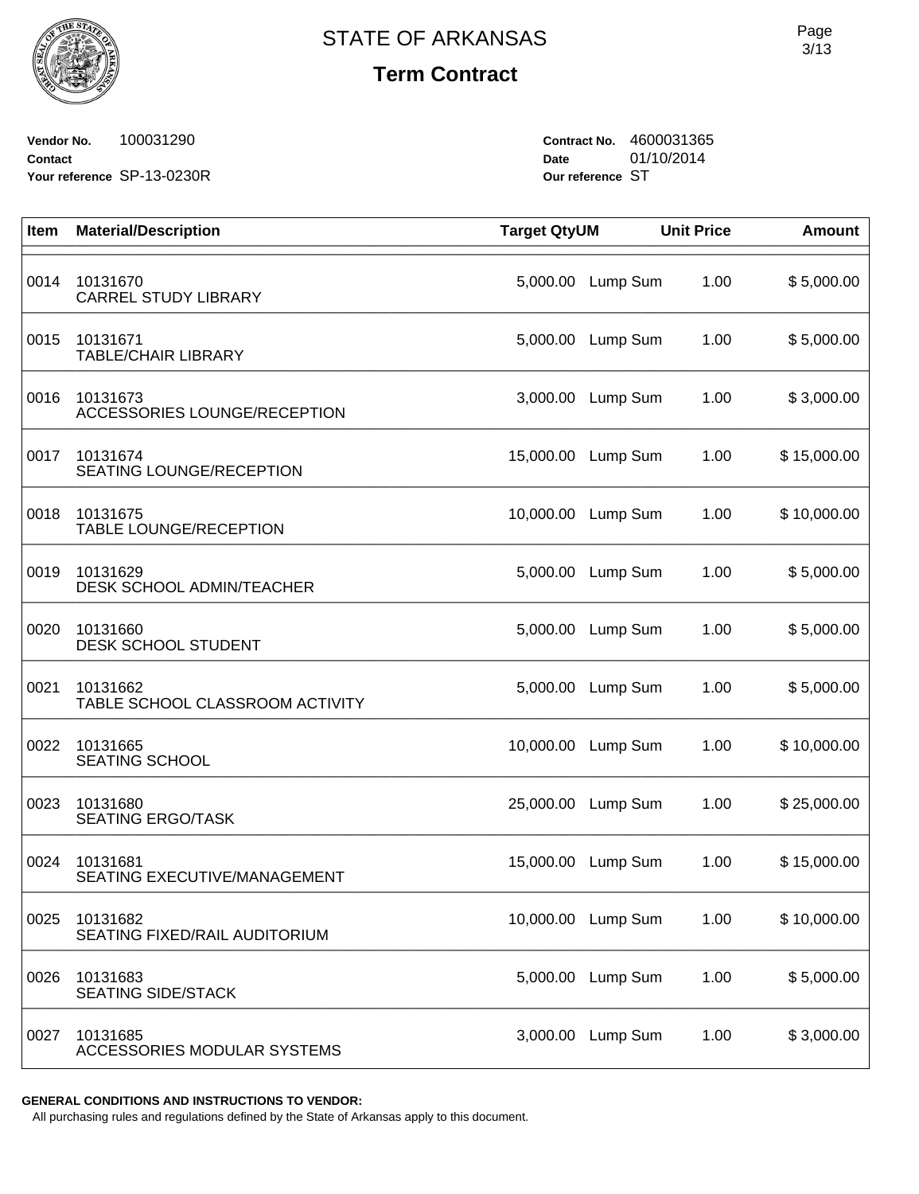# STATE OF ARKANSAS

## Term Contract

**Vendor No.** 100031290
**Contact**
**Your reference** SP-13-0230R

**Contract No.** 4600031365
**Date** 01/10/2014
**Our reference** ST

| Item | Material/Description | Target Qty | UM | Unit Price | Amount |
|---|---|---|---|---|---|
| 0014 | 10131670<br>CARREL STUDY LIBRARY | 5,000.00 | Lump Sum | 1.00 | $ 5,000.00 |
| 0015 | 10131671<br>TABLE/CHAIR LIBRARY | 5,000.00 | Lump Sum | 1.00 | $ 5,000.00 |
| 0016 | 10131673<br>ACCESSORIES LOUNGE/RECEPTION | 3,000.00 | Lump Sum | 1.00 | $ 3,000.00 |
| 0017 | 10131674<br>SEATING LOUNGE/RECEPTION | 15,000.00 | Lump Sum | 1.00 | $ 15,000.00 |
| 0018 | 10131675<br>TABLE LOUNGE/RECEPTION | 10,000.00 | Lump Sum | 1.00 | $ 10,000.00 |
| 0019 | 10131629<br>DESK SCHOOL ADMIN/TEACHER | 5,000.00 | Lump Sum | 1.00 | $ 5,000.00 |
| 0020 | 10131660<br>DESK SCHOOL STUDENT | 5,000.00 | Lump Sum | 1.00 | $ 5,000.00 |
| 0021 | 10131662<br>TABLE SCHOOL CLASSROOM ACTIVITY | 5,000.00 | Lump Sum | 1.00 | $ 5,000.00 |
| 0022 | 10131665<br>SEATING SCHOOL | 10,000.00 | Lump Sum | 1.00 | $ 10,000.00 |
| 0023 | 10131680<br>SEATING ERGO/TASK | 25,000.00 | Lump Sum | 1.00 | $ 25,000.00 |
| 0024 | 10131681<br>SEATING EXECUTIVE/MANAGEMENT | 15,000.00 | Lump Sum | 1.00 | $ 15,000.00 |
| 0025 | 10131682<br>SEATING FIXED/RAIL AUDITORIUM | 10,000.00 | Lump Sum | 1.00 | $ 10,000.00 |
| 0026 | 10131683<br>SEATING SIDE/STACK | 5,000.00 | Lump Sum | 1.00 | $ 5,000.00 |
| 0027 | 10131685<br>ACCESSORIES MODULAR SYSTEMS | 3,000.00 | Lump Sum | 1.00 | $ 3,000.00 |

**GENERAL CONDITIONS AND INSTRUCTIONS TO VENDOR:**

All purchasing rules and regulations defined by the State of Arkansas apply to this document.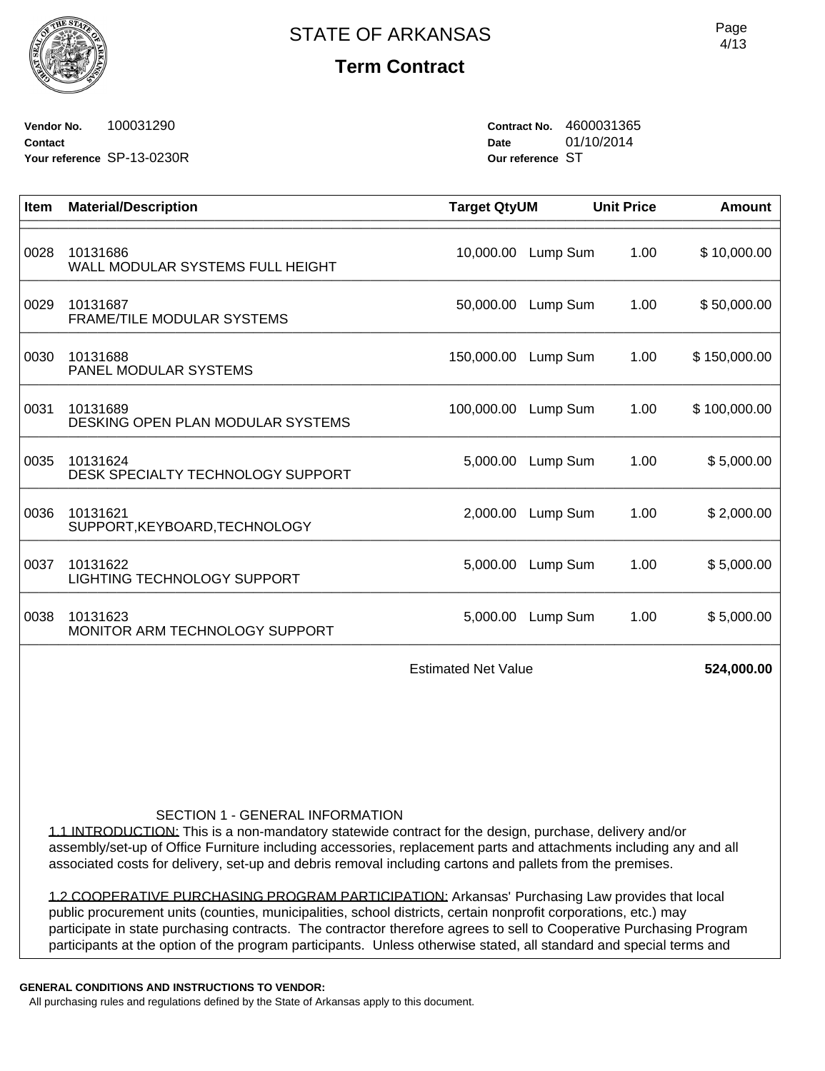# STATE OF ARKANSAS

## Term Contract

**Vendor No.** 100031290
**Contact**
**Your reference** SP-13-0230R

**Contract No.** 4600031365
**Date** 01/10/2014
**Our reference** ST

| Item | Material/Description | Target Qty | UM | Unit Price | Amount |
|---|---|---|---|---|---|
| 0028 | 10131686<br>WALL MODULAR SYSTEMS FULL HEIGHT | 10,000.00 | Lump Sum | 1.00 | $ 10,000.00 |
| 0029 | 10131687<br>FRAME/TILE MODULAR SYSTEMS | 50,000.00 | Lump Sum | 1.00 | $ 50,000.00 |
| 0030 | 10131688<br>PANEL MODULAR SYSTEMS | 150,000.00 | Lump Sum | 1.00 | $ 150,000.00 |
| 0031 | 10131689<br>DESKING OPEN PLAN MODULAR SYSTEMS | 100,000.00 | Lump Sum | 1.00 | $ 100,000.00 |
| 0035 | 10131624<br>DESK SPECIALTY TECHNOLOGY SUPPORT | 5,000.00 | Lump Sum | 1.00 | $ 5,000.00 |
| 0036 | 10131621<br>SUPPORT,KEYBOARD,TECHNOLOGY | 2,000.00 | Lump Sum | 1.00 | $ 2,000.00 |
| 0037 | 10131622<br>LIGHTING TECHNOLOGY SUPPORT | 5,000.00 | Lump Sum | 1.00 | $ 5,000.00 |
| 0038 | 10131623<br>MONITOR ARM TECHNOLOGY SUPPORT | 5,000.00 | Lump Sum | 1.00 | $ 5,000.00 |
| | | Estimated Net Value | | | **524,000.00** |

SECTION 1 - GENERAL INFORMATION

1.1 INTRODUCTION: This is a non-mandatory statewide contract for the design, purchase, delivery and/or assembly/set-up of Office Furniture including accessories, replacement parts and attachments including any and all associated costs for delivery, set-up and debris removal including cartons and pallets from the premises.

1.2 COOPERATIVE PURCHASING PROGRAM PARTICIPATION: Arkansas' Purchasing Law provides that local public procurement units (counties, municipalities, school districts, certain nonprofit corporations, etc.) may participate in state purchasing contracts. The contractor therefore agrees to sell to Cooperative Purchasing Program participants at the option of the program participants. Unless otherwise stated, all standard and special terms and

**GENERAL CONDITIONS AND INSTRUCTIONS TO VENDOR:**
All purchasing rules and regulations defined by the State of Arkansas apply to this document.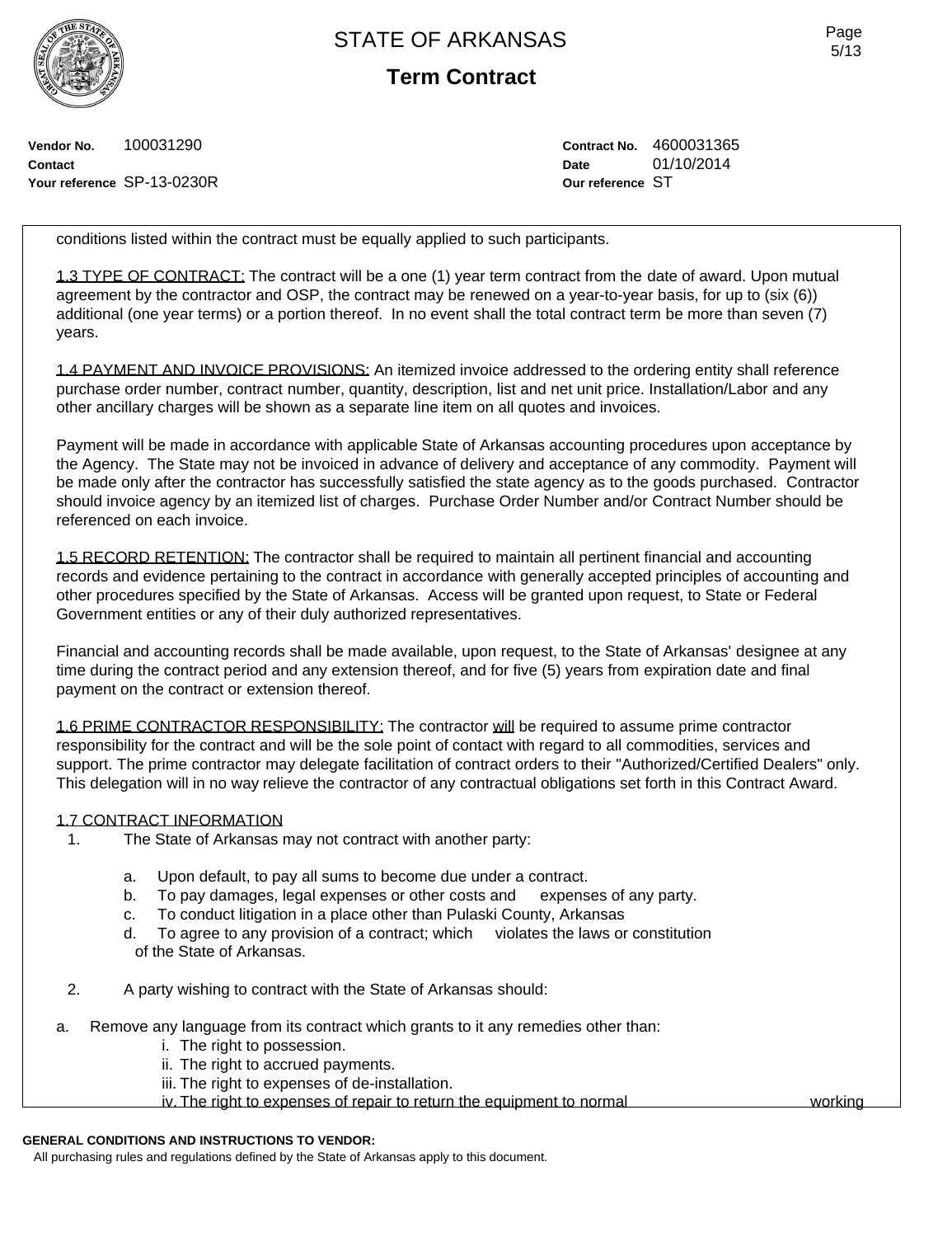**Vendor No.** 100031290
**Contact**
**Your reference** SP-13-0230R

**Contract No.** 4600031365
**Date** 01/10/2014
**Our reference** ST

conditions listed within the contract must be equally applied to such participants.

1.3 TYPE OF CONTRACT: The contract will be a one (1) year term contract from the date of award. Upon mutual agreement by the contractor and OSP, the contract may be renewed on a year-to-year basis, for up to (six (6)) additional (one year terms) or a portion thereof. In no event shall the total contract term be more than seven (7) years.

1.4 PAYMENT AND INVOICE PROVISIONS: An itemized invoice addressed to the ordering entity shall reference purchase order number, contract number, quantity, description, list and net unit price. Installation/Labor and any other ancillary charges will be shown as a separate line item on all quotes and invoices.

Payment will be made in accordance with applicable State of Arkansas accounting procedures upon acceptance by the Agency. The State may not be invoiced in advance of delivery and acceptance of any commodity. Payment will be made only after the contractor has successfully satisfied the state agency as to the goods purchased. Contractor should invoice agency by an itemized list of charges. Purchase Order Number and/or Contract Number should be referenced on each invoice.

1.5 RECORD RETENTION: The contractor shall be required to maintain all pertinent financial and accounting records and evidence pertaining to the contract in accordance with generally accepted principles of accounting and other procedures specified by the State of Arkansas. Access will be granted upon request, to State or Federal Government entities or any of their duly authorized representatives.

Financial and accounting records shall be made available, upon request, to the State of Arkansas' designee at any time during the contract period and any extension thereof, and for five (5) years from expiration date and final payment on the contract or extension thereof.

1.6 PRIME CONTRACTOR RESPONSIBILITY: The contractor will be required to assume prime contractor responsibility for the contract and will be the sole point of contact with regard to all commodities, services and support. The prime contractor may delegate facilitation of contract orders to their "Authorized/Certified Dealers" only. This delegation will in no way relieve the contractor of any contractual obligations set forth in this Contract Award.

1.7 CONTRACT INFORMATION

1. The State of Arkansas may not contract with another party:
   a. Upon default, to pay all sums to become due under a contract.
   b. To pay damages, legal expenses or other costs and expenses of any party.
   c. To conduct litigation in a place other than Pulaski County, Arkansas
   d. To agree to any provision of a contract; which violates the laws or constitution of the State of Arkansas.

2. A party wishing to contract with the State of Arkansas should:

a. Remove any language from its contract which grants to it any remedies other than:
   i. The right to possession.
   ii. The right to accrued payments.
   iii. The right to expenses of de-installation.
   iv. The right to expenses of repair to return the equipment to normal working

**GENERAL CONDITIONS AND INSTRUCTIONS TO VENDOR:**
All purchasing rules and regulations defined by the State of Arkansas apply to this document.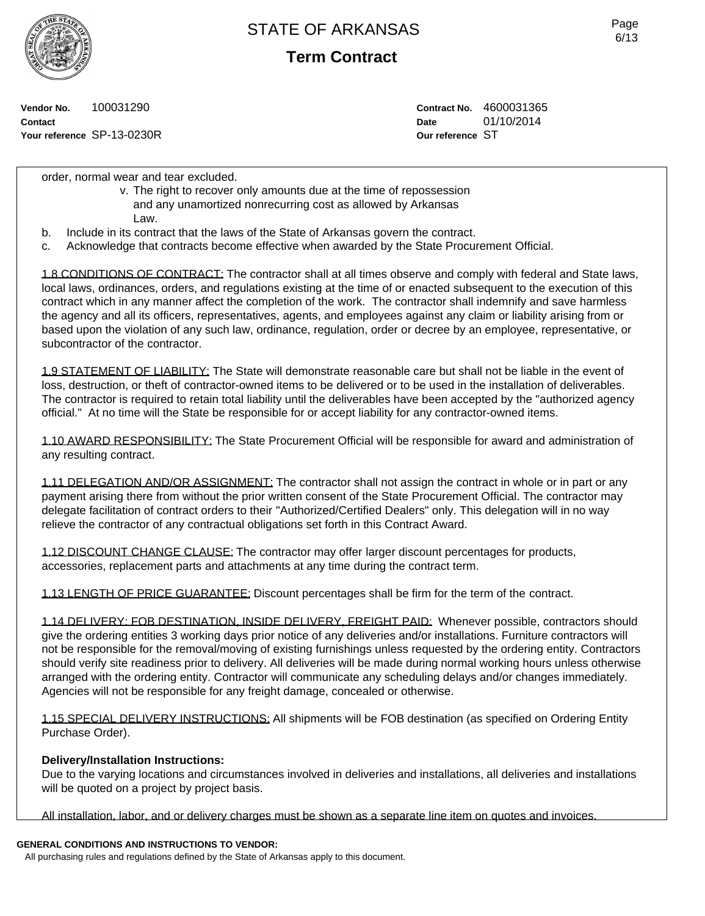order, normal wear and tear excluded.

v. The right to recover only amounts due at the time of repossession and any unamortized nonrecurring cost as allowed by Arkansas Law.

b. Include in its contract that the laws of the State of Arkansas govern the contract.

c. Acknowledge that contracts become effective when awarded by the State Procurement Official.

1.8 CONDITIONS OF CONTRACT: The contractor shall at all times observe and comply with federal and State laws, local laws, ordinances, orders, and regulations existing at the time of or enacted subsequent to the execution of this contract which in any manner affect the completion of the work. The contractor shall indemnify and save harmless the agency and all its officers, representatives, agents, and employees against any claim or liability arising from or based upon the violation of any such law, ordinance, regulation, order or decree by an employee, representative, or subcontractor of the contractor.

1.9 STATEMENT OF LIABILITY: The State will demonstrate reasonable care but shall not be liable in the event of loss, destruction, or theft of contractor-owned items to be delivered or to be used in the installation of deliverables. The contractor is required to retain total liability until the deliverables have been accepted by the "authorized agency official." At no time will the State be responsible for or accept liability for any contractor-owned items.

1.10 AWARD RESPONSIBILITY: The State Procurement Official will be responsible for award and administration of any resulting contract.

1.11 DELEGATION AND/OR ASSIGNMENT: The contractor shall not assign the contract in whole or in part or any payment arising there from without the prior written consent of the State Procurement Official. The contractor may delegate facilitation of contract orders to their "Authorized/Certified Dealers" only. This delegation will in no way relieve the contractor of any contractual obligations set forth in this Contract Award.

1.12 DISCOUNT CHANGE CLAUSE: The contractor may offer larger discount percentages for products, accessories, replacement parts and attachments at any time during the contract term.

1.13 LENGTH OF PRICE GUARANTEE: Discount percentages shall be firm for the term of the contract.

1.14 DELIVERY: FOB DESTINATION, INSIDE DELIVERY, FREIGHT PAID: Whenever possible, contractors should give the ordering entities 3 working days prior notice of any deliveries and/or installations. Furniture contractors will not be responsible for the removal/moving of existing furnishings unless requested by the ordering entity. Contractors should verify site readiness prior to delivery. All deliveries will be made during normal working hours unless otherwise arranged with the ordering entity. Contractor will communicate any scheduling delays and/or changes immediately. Agencies will not be responsible for any freight damage, concealed or otherwise.

1.15 SPECIAL DELIVERY INSTRUCTIONS: All shipments will be FOB destination (as specified on Ordering Entity Purchase Order).

**Delivery/Installation Instructions:**
Due to the varying locations and circumstances involved in deliveries and installations, all deliveries and installations will be quoted on a project by project basis.

All installation, labor, and or delivery charges must be shown as a separate line item on quotes and invoices.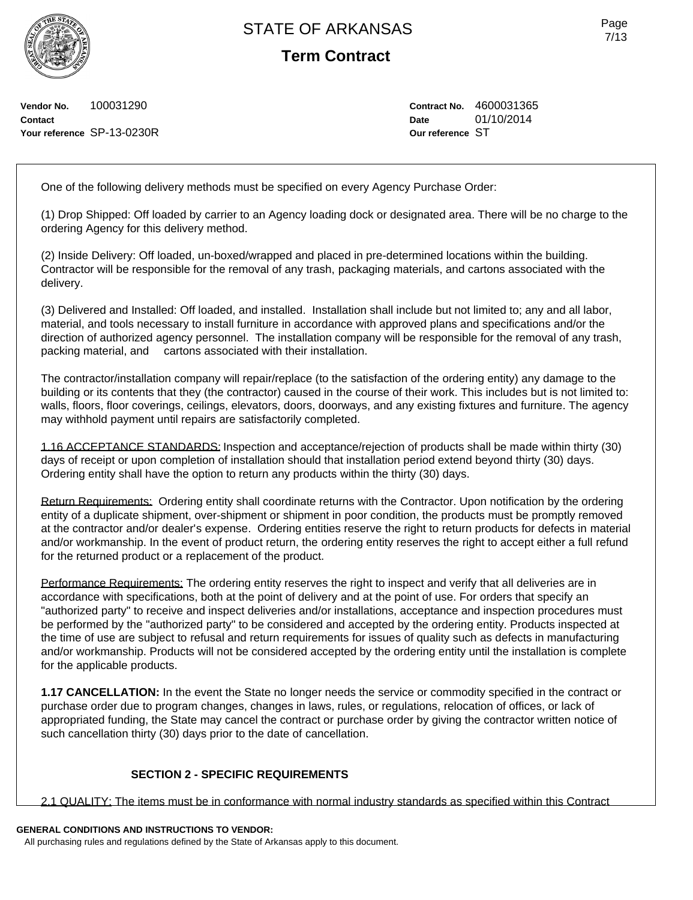# STATE OF ARKANSAS

## Term Contract

**Vendor No.** 100031290
**Contact**
**Your reference** SP-13-0230R

**Contract No.** 4600031365
**Date** 01/10/2014
**Our reference** ST

One of the following delivery methods must be specified on every Agency Purchase Order:

(1) Drop Shipped: Off loaded by carrier to an Agency loading dock or designated area. There will be no charge to the ordering Agency for this delivery method.

(2) Inside Delivery: Off loaded, un-boxed/wrapped and placed in pre-determined locations within the building. Contractor will be responsible for the removal of any trash, packaging materials, and cartons associated with the delivery.

(3) Delivered and Installed: Off loaded, and installed. Installation shall include but not limited to; any and all labor, material, and tools necessary to install furniture in accordance with approved plans and specifications and/or the direction of authorized agency personnel. The installation company will be responsible for the removal of any trash, packing material, and cartons associated with their installation.

The contractor/installation company will repair/replace (to the satisfaction of the ordering entity) any damage to the building or its contents that they (the contractor) caused in the course of their work. This includes but is not limited to: walls, floors, floor coverings, ceilings, elevators, doors, doorways, and any existing fixtures and furniture. The agency may withhold payment until repairs are satisfactorily completed.

<u>1.16 ACCEPTANCE STANDARDS:</u> Inspection and acceptance/rejection of products shall be made within thirty (30) days of receipt or upon completion of installation should that installation period extend beyond thirty (30) days. Ordering entity shall have the option to return any products within the thirty (30) days.

<u>Return Requirements:</u> Ordering entity shall coordinate returns with the Contractor. Upon notification by the ordering entity of a duplicate shipment, over-shipment or shipment in poor condition, the products must be promptly removed at the contractor and/or dealer's expense. Ordering entities reserve the right to return products for defects in material and/or workmanship. In the event of product return, the ordering entity reserves the right to accept either a full refund for the returned product or a replacement of the product.

<u>Performance Requirements:</u> The ordering entity reserves the right to inspect and verify that all deliveries are in accordance with specifications, both at the point of delivery and at the point of use. For orders that specify an "authorized party" to receive and inspect deliveries and/or installations, acceptance and inspection procedures must be performed by the "authorized party" to be considered and accepted by the ordering entity. Products inspected at the time of use are subject to refusal and return requirements for issues of quality such as defects in manufacturing and/or workmanship. Products will not be considered accepted by the ordering entity until the installation is complete for the applicable products.

**1.17 CANCELLATION:** In the event the State no longer needs the service or commodity specified in the contract or purchase order due to program changes, changes in laws, rules, or regulations, relocation of offices, or lack of appropriated funding, the State may cancel the contract or purchase order by giving the contractor written notice of such cancellation thirty (30) days prior to the date of cancellation.

### SECTION 2 - SPECIFIC REQUIREMENTS

<u>2.1 QUALITY:</u> The items must be in conformance with normal industry standards as specified within this Contract

**GENERAL CONDITIONS AND INSTRUCTIONS TO VENDOR:**
All purchasing rules and regulations defined by the State of Arkansas apply to this document.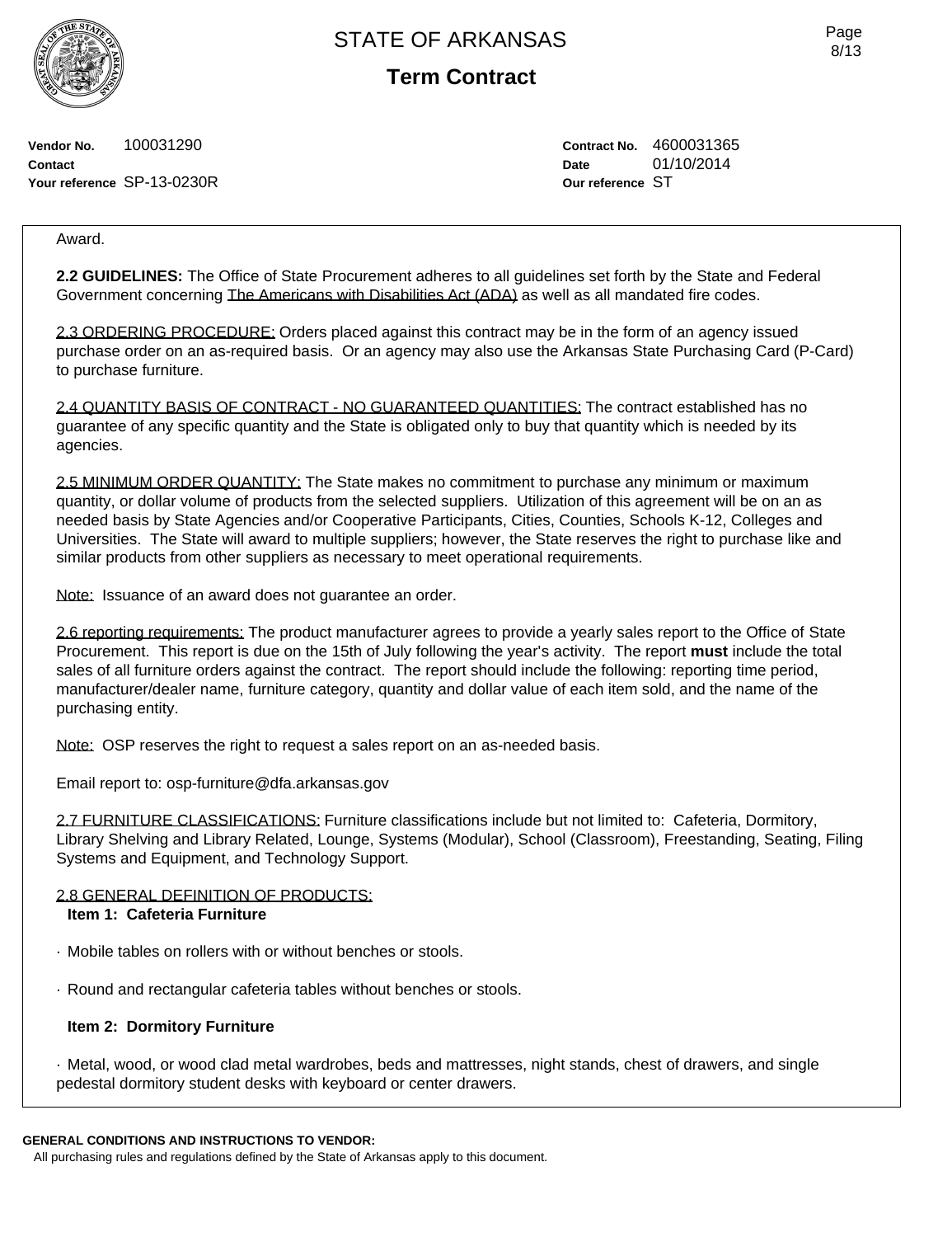Vendor No. 100031290
Contact
Your reference SP-13-0230R

Contract No. 4600031365
Date 01/10/2014
Our reference ST

Award.

**2.2 GUIDELINES:** The Office of State Procurement adheres to all guidelines set forth by the State and Federal Government concerning The Americans with Disabilities Act (ADA) as well as all mandated fire codes.

2.3 ORDERING PROCEDURE: Orders placed against this contract may be in the form of an agency issued purchase order on an as-required basis. Or an agency may also use the Arkansas State Purchasing Card (P-Card) to purchase furniture.

2.4 QUANTITY BASIS OF CONTRACT - NO GUARANTEED QUANTITIES: The contract established has no guarantee of any specific quantity and the State is obligated only to buy that quantity which is needed by its agencies.

2.5 MINIMUM ORDER QUANTITY: The State makes no commitment to purchase any minimum or maximum quantity, or dollar volume of products from the selected suppliers. Utilization of this agreement will be on an as needed basis by State Agencies and/or Cooperative Participants, Cities, Counties, Schools K-12, Colleges and Universities. The State will award to multiple suppliers; however, the State reserves the right to purchase like and similar products from other suppliers as necessary to meet operational requirements.

Note: Issuance of an award does not guarantee an order.

2.6 reporting requirements: The product manufacturer agrees to provide a yearly sales report to the Office of State Procurement. This report is due on the 15th of July following the year's activity. The report **must** include the total sales of all furniture orders against the contract. The report should include the following: reporting time period, manufacturer/dealer name, furniture category, quantity and dollar value of each item sold, and the name of the purchasing entity.

Note: OSP reserves the right to request a sales report on an as-needed basis.

Email report to: osp-furniture@dfa.arkansas.gov

2.7 FURNITURE CLASSIFICATIONS: Furniture classifications include but not limited to: Cafeteria, Dormitory, Library Shelving and Library Related, Lounge, Systems (Modular), School (Classroom), Freestanding, Seating, Filing Systems and Equipment, and Technology Support.

2.8 GENERAL DEFINITION OF PRODUCTS:

**Item 1: Cafeteria Furniture**

· Mobile tables on rollers with or without benches or stools.

· Round and rectangular cafeteria tables without benches or stools.

**Item 2: Dormitory Furniture**

· Metal, wood, or wood clad metal wardrobes, beds and mattresses, night stands, chest of drawers, and single pedestal dormitory student desks with keyboard or center drawers.

**GENERAL CONDITIONS AND INSTRUCTIONS TO VENDOR:**
All purchasing rules and regulations defined by the State of Arkansas apply to this document.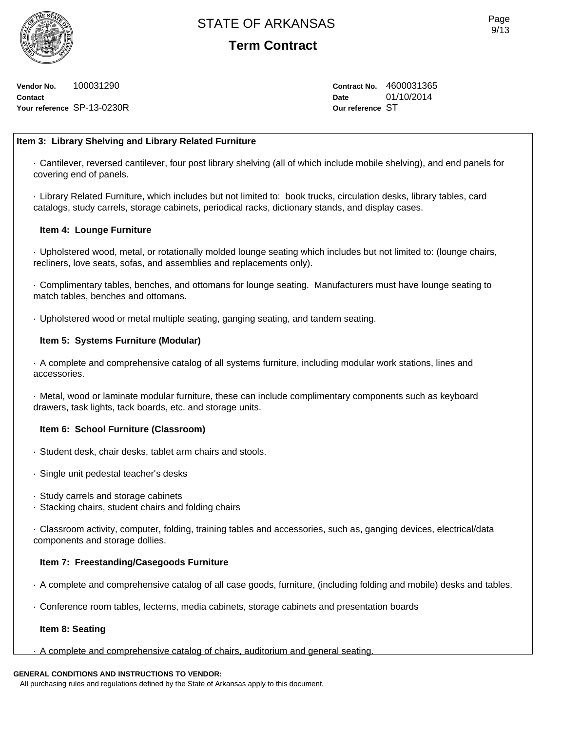# STATE OF ARKANSAS

## Term Contract

**Vendor No.** 100031290
**Contact**
**Your reference** SP-13-0230R

**Contract No.** 4600031365
**Date** 01/10/2014
**Our reference** ST

**Item 3: Library Shelving and Library Related Furniture**

· Cantilever, reversed cantilever, four post library shelving (all of which include mobile shelving), and end panels for covering end of panels.

· Library Related Furniture, which includes but not limited to: book trucks, circulation desks, library tables, card catalogs, study carrels, storage cabinets, periodical racks, dictionary stands, and display cases.

**Item 4: Lounge Furniture**

· Upholstered wood, metal, or rotationally molded lounge seating which includes but not limited to: (lounge chairs, recliners, love seats, sofas, and assemblies and replacements only).

· Complimentary tables, benches, and ottomans for lounge seating. Manufacturers must have lounge seating to match tables, benches and ottomans.

· Upholstered wood or metal multiple seating, ganging seating, and tandem seating.

**Item 5: Systems Furniture (Modular)**

· A complete and comprehensive catalog of all systems furniture, including modular work stations, lines and accessories.

· Metal, wood or laminate modular furniture, these can include complimentary components such as keyboard drawers, task lights, tack boards, etc. and storage units.

**Item 6: School Furniture (Classroom)**

· Student desk, chair desks, tablet arm chairs and stools.

· Single unit pedestal teacher's desks

· Study carrels and storage cabinets
· Stacking chairs, student chairs and folding chairs

· Classroom activity, computer, folding, training tables and accessories, such as, ganging devices, electrical/data components and storage dollies.

**Item 7: Freestanding/Casegoods Furniture**

· A complete and comprehensive catalog of all case goods, furniture, (including folding and mobile) desks and tables.

· Conference room tables, lecterns, media cabinets, storage cabinets and presentation boards

**Item 8: Seating**

· A complete and comprehensive catalog of chairs, auditorium and general seating.

**GENERAL CONDITIONS AND INSTRUCTIONS TO VENDOR:**
All purchasing rules and regulations defined by the State of Arkansas apply to this document.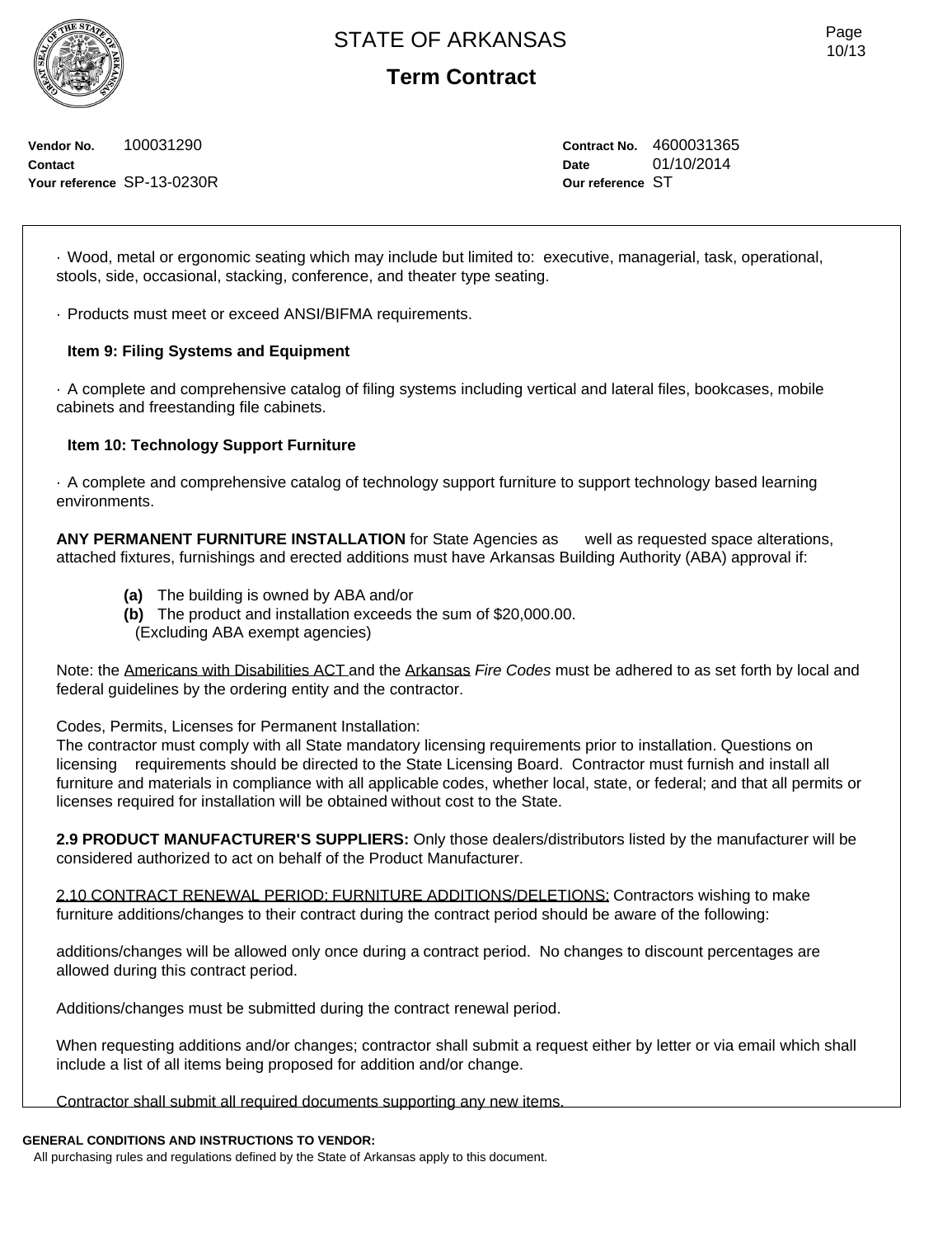· Wood, metal or ergonomic seating which may include but limited to: executive, managerial, task, operational, stools, side, occasional, stacking, conference, and theater type seating.

· Products must meet or exceed ANSI/BIFMA requirements.

**Item 9: Filing Systems and Equipment**

· A complete and comprehensive catalog of filing systems including vertical and lateral files, bookcases, mobile cabinets and freestanding file cabinets.

**Item 10: Technology Support Furniture**

· A complete and comprehensive catalog of technology support furniture to support technology based learning environments.

**ANY PERMANENT FURNITURE INSTALLATION** for State Agencies as well as requested space alterations, attached fixtures, furnishings and erected additions must have Arkansas Building Authority (ABA) approval if:

**(a)** The building is owned by ABA and/or
**(b)** The product and installation exceeds the sum of $20,000.00.
(Excluding ABA exempt agencies)

Note: the Americans with Disabilities ACT and the Arkansas *Fire Codes* must be adhered to as set forth by local and federal guidelines by the ordering entity and the contractor.

Codes, Permits, Licenses for Permanent Installation:
The contractor must comply with all State mandatory licensing requirements prior to installation. Questions on licensing requirements should be directed to the State Licensing Board. Contractor must furnish and install all furniture and materials in compliance with all applicable codes, whether local, state, or federal; and that all permits or licenses required for installation will be obtained without cost to the State.

**2.9 PRODUCT MANUFACTURER'S SUPPLIERS:** Only those dealers/distributors listed by the manufacturer will be considered authorized to act on behalf of the Product Manufacturer.

2.10 CONTRACT RENEWAL PERIOD: FURNITURE ADDITIONS/DELETIONS: Contractors wishing to make furniture additions/changes to their contract during the contract period should be aware of the following:

additions/changes will be allowed only once during a contract period. No changes to discount percentages are allowed during this contract period.

Additions/changes must be submitted during the contract renewal period.

When requesting additions and/or changes; contractor shall submit a request either by letter or via email which shall include a list of all items being proposed for addition and/or change.

Contractor shall submit all required documents supporting any new items.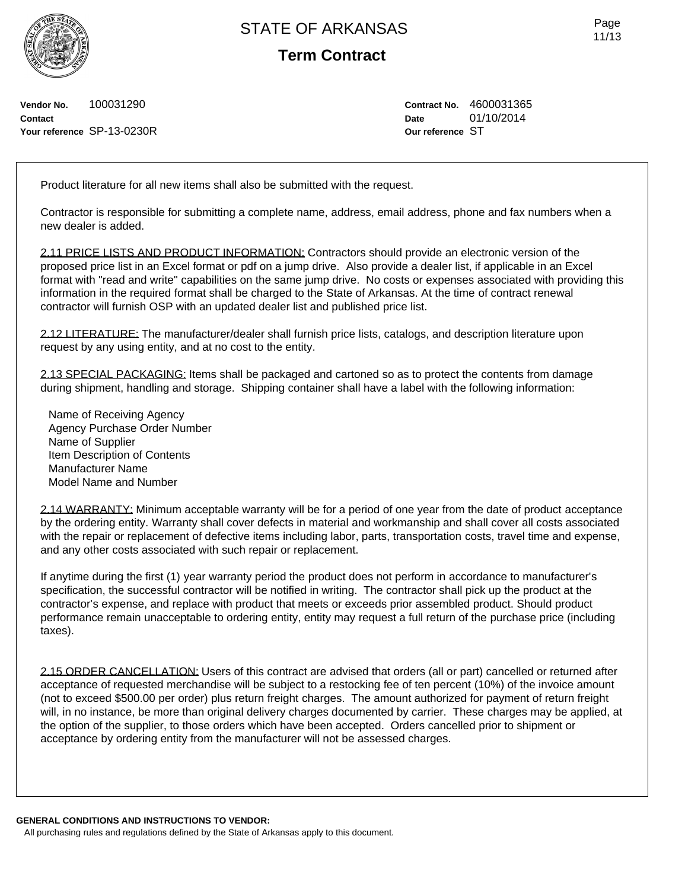# STATE OF ARKANSAS

## Term Contract

**Vendor No.** 100031290
**Contact**
**Your reference** SP-13-0230R

**Contract No.** 4600031365
**Date** 01/10/2014
**Our reference** ST

Product literature for all new items shall also be submitted with the request.

Contractor is responsible for submitting a complete name, address, email address, phone and fax numbers when a new dealer is added.

2.11 PRICE LISTS AND PRODUCT INFORMATION: Contractors should provide an electronic version of the proposed price list in an Excel format or pdf on a jump drive. Also provide a dealer list, if applicable in an Excel format with "read and write" capabilities on the same jump drive. No costs or expenses associated with providing this information in the required format shall be charged to the State of Arkansas. At the time of contract renewal contractor will furnish OSP with an updated dealer list and published price list.

2.12 LITERATURE: The manufacturer/dealer shall furnish price lists, catalogs, and description literature upon request by any using entity, and at no cost to the entity.

2.13 SPECIAL PACKAGING: Items shall be packaged and cartoned so as to protect the contents from damage during shipment, handling and storage. Shipping container shall have a label with the following information:

Name of Receiving Agency
Agency Purchase Order Number
Name of Supplier
Item Description of Contents
Manufacturer Name
Model Name and Number

2.14 WARRANTY: Minimum acceptable warranty will be for a period of one year from the date of product acceptance by the ordering entity. Warranty shall cover defects in material and workmanship and shall cover all costs associated with the repair or replacement of defective items including labor, parts, transportation costs, travel time and expense, and any other costs associated with such repair or replacement.

If anytime during the first (1) year warranty period the product does not perform in accordance to manufacturer's specification, the successful contractor will be notified in writing. The contractor shall pick up the product at the contractor's expense, and replace with product that meets or exceeds prior assembled product. Should product performance remain unacceptable to ordering entity, entity may request a full return of the purchase price (including taxes).

2.15 ORDER CANCELLATION: Users of this contract are advised that orders (all or part) cancelled or returned after acceptance of requested merchandise will be subject to a restocking fee of ten percent (10%) of the invoice amount (not to exceed $500.00 per order) plus return freight charges. The amount authorized for payment of return freight will, in no instance, be more than original delivery charges documented by carrier. These charges may be applied, at the option of the supplier, to those orders which have been accepted. Orders cancelled prior to shipment or acceptance by ordering entity from the manufacturer will not be assessed charges.

**GENERAL CONDITIONS AND INSTRUCTIONS TO VENDOR:**
All purchasing rules and regulations defined by the State of Arkansas apply to this document.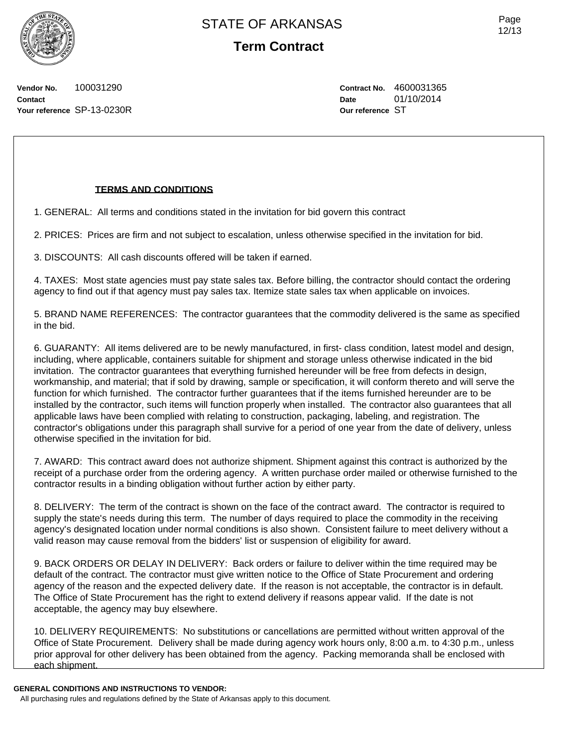# STATE OF ARKANSAS

## Term Contract

**Vendor No.** 100031290
**Contact**
**Your reference** SP-13-0230R

**Contract No.** 4600031365
**Date** 01/10/2014
**Our reference** ST

**TERMS AND CONDITIONS**

1. GENERAL: All terms and conditions stated in the invitation for bid govern this contract

2. PRICES: Prices are firm and not subject to escalation, unless otherwise specified in the invitation for bid.

3. DISCOUNTS: All cash discounts offered will be taken if earned.

4. TAXES: Most state agencies must pay state sales tax. Before billing, the contractor should contact the ordering agency to find out if that agency must pay sales tax. Itemize state sales tax when applicable on invoices.

5. BRAND NAME REFERENCES: The contractor guarantees that the commodity delivered is the same as specified in the bid.

6. GUARANTY: All items delivered are to be newly manufactured, in first- class condition, latest model and design, including, where applicable, containers suitable for shipment and storage unless otherwise indicated in the bid invitation. The contractor guarantees that everything furnished hereunder will be free from defects in design, workmanship, and material; that if sold by drawing, sample or specification, it will conform thereto and will serve the function for which furnished. The contractor further guarantees that if the items furnished hereunder are to be installed by the contractor, such items will function properly when installed. The contractor also guarantees that all applicable laws have been complied with relating to construction, packaging, labeling, and registration. The contractor's obligations under this paragraph shall survive for a period of one year from the date of delivery, unless otherwise specified in the invitation for bid.

7. AWARD: This contract award does not authorize shipment. Shipment against this contract is authorized by the receipt of a purchase order from the ordering agency. A written purchase order mailed or otherwise furnished to the contractor results in a binding obligation without further action by either party.

8. DELIVERY: The term of the contract is shown on the face of the contract award. The contractor is required to supply the state's needs during this term. The number of days required to place the commodity in the receiving agency's designated location under normal conditions is also shown. Consistent failure to meet delivery without a valid reason may cause removal from the bidders' list or suspension of eligibility for award.

9. BACK ORDERS OR DELAY IN DELIVERY: Back orders or failure to deliver within the time required may be default of the contract. The contractor must give written notice to the Office of State Procurement and ordering agency of the reason and the expected delivery date. If the reason is not acceptable, the contractor is in default. The Office of State Procurement has the right to extend delivery if reasons appear valid. If the date is not acceptable, the agency may buy elsewhere.

10. DELIVERY REQUIREMENTS: No substitutions or cancellations are permitted without written approval of the Office of State Procurement. Delivery shall be made during agency work hours only, 8:00 a.m. to 4:30 p.m., unless prior approval for other delivery has been obtained from the agency. Packing memoranda shall be enclosed with each shipment.

**GENERAL CONDITIONS AND INSTRUCTIONS TO VENDOR:**
All purchasing rules and regulations defined by the State of Arkansas apply to this document.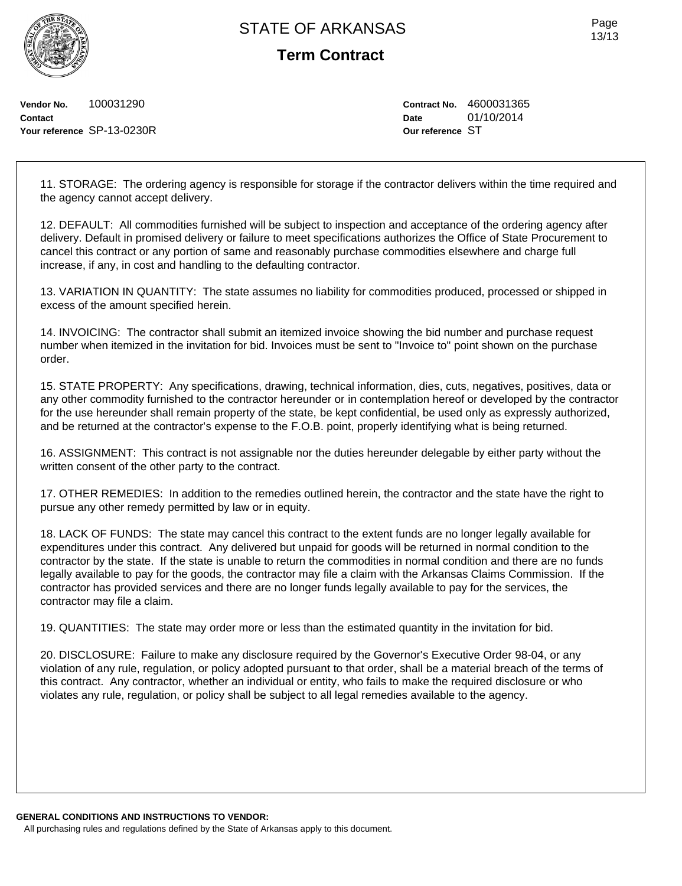Vendor No. 100031290
Contact
Your reference SP-13-0230R

Contract No. 4600031365
Date 01/10/2014
Our reference ST

11. STORAGE: The ordering agency is responsible for storage if the contractor delivers within the time required and the agency cannot accept delivery.

12. DEFAULT: All commodities furnished will be subject to inspection and acceptance of the ordering agency after delivery. Default in promised delivery or failure to meet specifications authorizes the Office of State Procurement to cancel this contract or any portion of same and reasonably purchase commodities elsewhere and charge full increase, if any, in cost and handling to the defaulting contractor.

13. VARIATION IN QUANTITY: The state assumes no liability for commodities produced, processed or shipped in excess of the amount specified herein.

14. INVOICING: The contractor shall submit an itemized invoice showing the bid number and purchase request number when itemized in the invitation for bid. Invoices must be sent to "Invoice to" point shown on the purchase order.

15. STATE PROPERTY: Any specifications, drawing, technical information, dies, cuts, negatives, positives, data or any other commodity furnished to the contractor hereunder or in contemplation hereof or developed by the contractor for the use hereunder shall remain property of the state, be kept confidential, be used only as expressly authorized, and be returned at the contractor's expense to the F.O.B. point, properly identifying what is being returned.

16. ASSIGNMENT: This contract is not assignable nor the duties hereunder delegable by either party without the written consent of the other party to the contract.

17. OTHER REMEDIES: In addition to the remedies outlined herein, the contractor and the state have the right to pursue any other remedy permitted by law or in equity.

18. LACK OF FUNDS: The state may cancel this contract to the extent funds are no longer legally available for expenditures under this contract. Any delivered but unpaid for goods will be returned in normal condition to the contractor by the state. If the state is unable to return the commodities in normal condition and there are no funds legally available to pay for the goods, the contractor may file a claim with the Arkansas Claims Commission. If the contractor has provided services and there are no longer funds legally available to pay for the services, the contractor may file a claim.

19. QUANTITIES: The state may order more or less than the estimated quantity in the invitation for bid.

20. DISCLOSURE: Failure to make any disclosure required by the Governor's Executive Order 98-04, or any violation of any rule, regulation, or policy adopted pursuant to that order, shall be a material breach of the terms of this contract. Any contractor, whether an individual or entity, who fails to make the required disclosure or who violates any rule, regulation, or policy shall be subject to all legal remedies available to the agency.

**GENERAL CONDITIONS AND INSTRUCTIONS TO VENDOR:**
All purchasing rules and regulations defined by the State of Arkansas apply to this document.